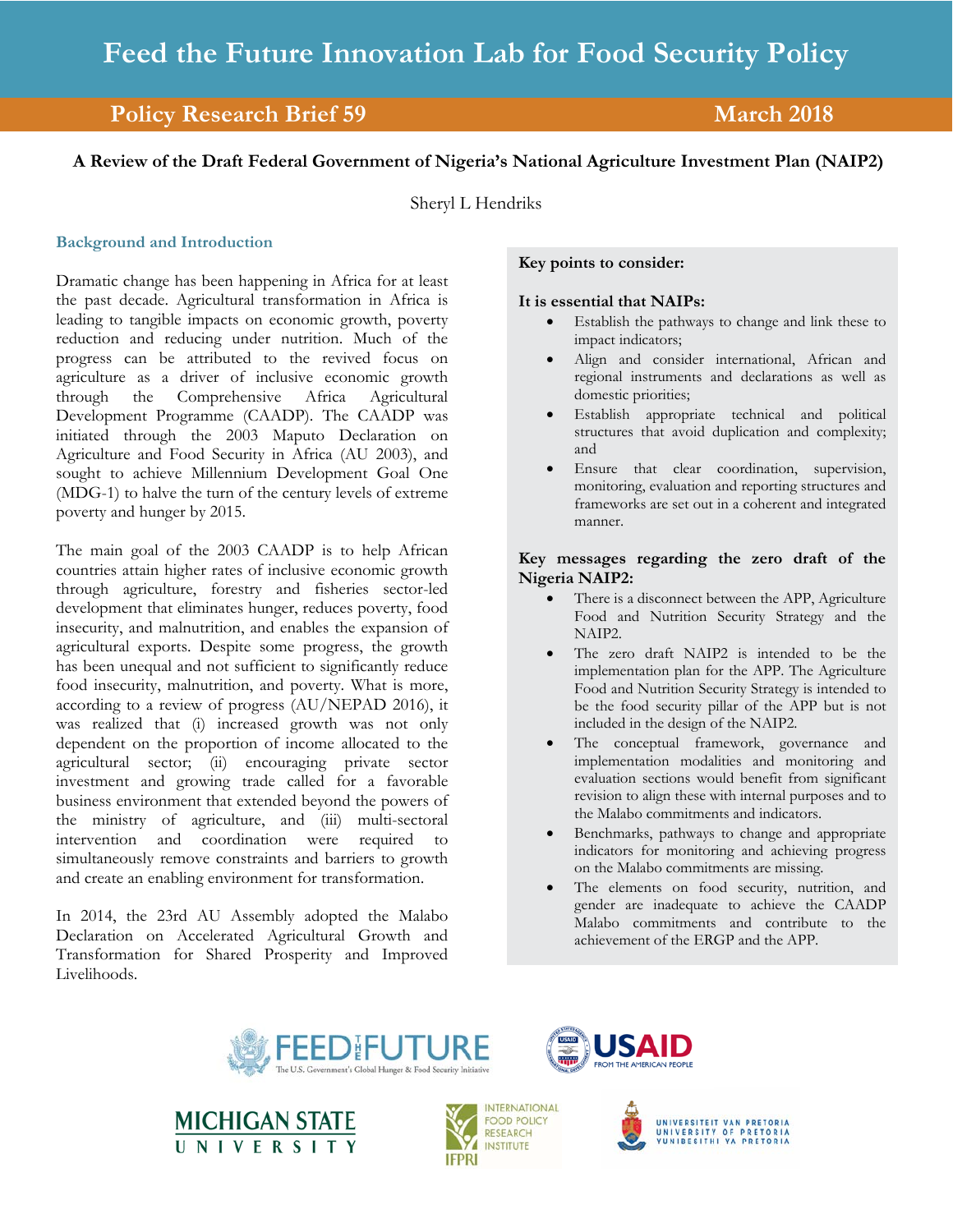# Feed the Future Innovation Lab for Food Security Policy

**Policy Research Brief 59** — **March 2018**

## A Review of the Draft Federal Government of Nigeria's National Agriculture Investment Plan (NAIP2)

Sheryl L Hendriks

### Background and Introduction

Dramatic change has been happening in Africa for at least the past decade. Agricultural transformation in Africa is leading to tangible impacts on economic growth, poverty reduction and reducing under nutrition. Much of the progress can be attributed to the revived focus on agriculture as a driver of inclusive economic growth through the Comprehensive Africa Agricultural Development Programme (CAADP). The CAADP was initiated through the 2003 Maputo Declaration on Agriculture and Food Security in Africa (AU 2003), and sought to achieve Millennium Development Goal One (MDG-1) to halve the turn of the century levels of extreme poverty and hunger by 2015.

The main goal of the 2003 CAADP is to help African countries attain higher rates of inclusive economic growth through agriculture, forestry and fisheries sector-led development that eliminates hunger, reduces poverty, food insecurity, and malnutrition, and enables the expansion of agricultural exports. Despite some progress, the growth has been unequal and not sufficient to significantly reduce food insecurity, malnutrition, and poverty. What is more, according to a review of progress (AU/NEPAD 2016), it was realized that (i) increased growth was not only dependent on the proportion of income allocated to the agricultural sector; (ii) encouraging private sector investment and growing trade called for a favorable business environment that extended beyond the powers of the ministry of agriculture, and (iii) multi-sectoral intervention and coordination were required to simultaneously remove constraints and barriers to growth and create an enabling environment for transformation.

In 2014, the 23rd AU Assembly adopted the Malabo Declaration on Accelerated Agricultural Growth and Transformation for Shared Prosperity and Improved Livelihoods.

**Key points to consider:**

**It is essential that NAIPs:**

- Establish the pathways to change and link these to impact indicators;
- Align and consider international, African and regional instruments and declarations as well as domestic priorities;
- Establish appropriate technical and political structures that avoid duplication and complexity; and
- Ensure that clear coordination, supervision, monitoring, evaluation and reporting structures and frameworks are set out in a coherent and integrated manner.

**Key messages regarding the zero draft of the Nigeria NAIP2:**

- There is a disconnect between the APP, Agriculture Food and Nutrition Security Strategy and the NAIP2.
- The zero draft NAIP2 is intended to be the implementation plan for the APP. The Agriculture Food and Nutrition Security Strategy is intended to be the food security pillar of the APP but is not included in the design of the NAIP2.
- The conceptual framework, governance and implementation modalities and monitoring and evaluation sections would benefit from significant revision to align these with internal purposes and to the Malabo commitments and indicators.
- Benchmarks, pathways to change and appropriate indicators for monitoring and achieving progress on the Malabo commitments are missing.
- The elements on food security, nutrition, and gender are inadequate to achieve the CAADP Malabo commitments and contribute to the achievement of the ERGP and the APP.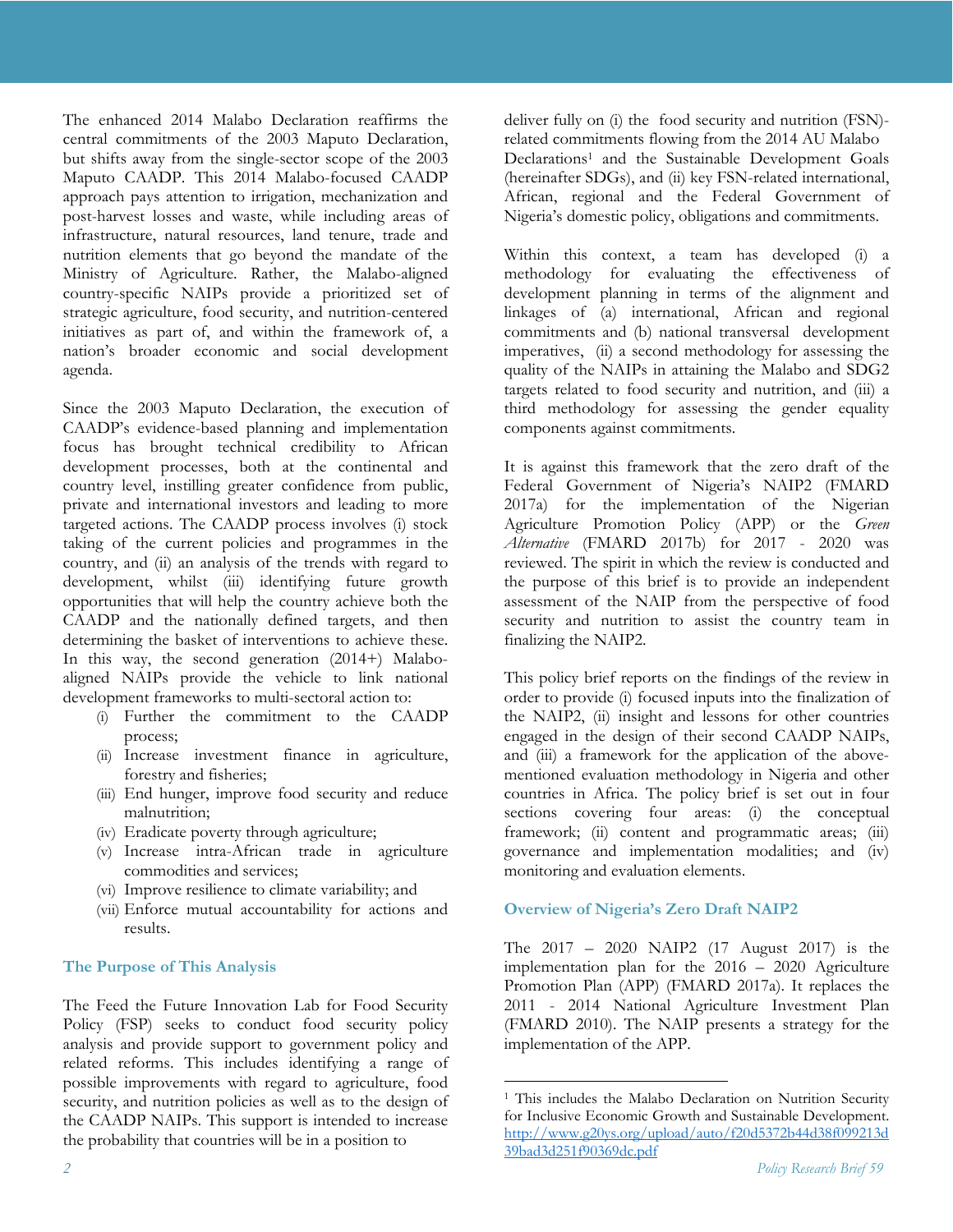The enhanced 2014 Malabo Declaration reaffirms the central commitments of the 2003 Maputo Declaration, but shifts away from the single-sector scope of the 2003 Maputo CAADP. This 2014 Malabo-focused CAADP approach pays attention to irrigation, mechanization and post-harvest losses and waste, while including areas of infrastructure, natural resources, land tenure, trade and nutrition elements that go beyond the mandate of the Ministry of Agriculture. Rather, the Malabo-aligned country-specific NAIPs provide a prioritized set of strategic agriculture, food security, and nutrition-centered initiatives as part of, and within the framework of, a nation's broader economic and social development agenda.

Since the 2003 Maputo Declaration, the execution of CAADP's evidence-based planning and implementation focus has brought technical credibility to African development processes, both at the continental and country level, instilling greater confidence from public, private and international investors and leading to more targeted actions. The CAADP process involves (i) stock taking of the current policies and programmes in the country, and (ii) an analysis of the trends with regard to development, whilst (iii) identifying future growth opportunities that will help the country achieve both the CAADP and the nationally defined targets, and then determining the basket of interventions to achieve these. In this way, the second generation (2014+) Malabo-aligned NAIPs provide the vehicle to link national development frameworks to multi-sectoral action to:

(i) Further the commitment to the CAADP process;
(ii) Increase investment finance in agriculture, forestry and fisheries;
(iii) End hunger, improve food security and reduce malnutrition;
(iv) Eradicate poverty through agriculture;
(v) Increase intra-African trade in agriculture commodities and services;
(vi) Improve resilience to climate variability; and
(vii) Enforce mutual accountability for actions and results.

### The Purpose of This Analysis

The Feed the Future Innovation Lab for Food Security Policy (FSP) seeks to conduct food security policy analysis and provide support to government policy and related reforms. This includes identifying a range of possible improvements with regard to agriculture, food security, and nutrition policies as well as to the design of the CAADP NAIPs. This support is intended to increase the probability that countries will be in a position to deliver fully on (i) the food security and nutrition (FSN)-related commitments flowing from the 2014 AU Malabo Declarations[1] and the Sustainable Development Goals (hereinafter SDGs), and (ii) key FSN-related international, African, regional and the Federal Government of Nigeria's domestic policy, obligations and commitments.

Within this context, a team has developed (i) a methodology for evaluating the effectiveness of development planning in terms of the alignment and linkages of (a) international, African and regional commitments and (b) national transversal development imperatives, (ii) a second methodology for assessing the quality of the NAIPs in attaining the Malabo and SDG2 targets related to food security and nutrition, and (iii) a third methodology for assessing the gender equality components against commitments.

It is against this framework that the zero draft of the Federal Government of Nigeria's NAIP2 (FMARD 2017a) for the implementation of the Nigerian Agriculture Promotion Policy (APP) or the *Green Alternative* (FMARD 2017b) for 2017 - 2020 was reviewed. The spirit in which the review is conducted and the purpose of this brief is to provide an independent assessment of the NAIP from the perspective of food security and nutrition to assist the country team in finalizing the NAIP2.

This policy brief reports on the findings of the review in order to provide (i) focused inputs into the finalization of the NAIP2, (ii) insight and lessons for other countries engaged in the design of their second CAADP NAIPs, and (iii) a framework for the application of the above-mentioned evaluation methodology in Nigeria and other countries in Africa. The policy brief is set out in four sections covering four areas: (i) the conceptual framework; (ii) content and programmatic areas; (iii) governance and implementation modalities; and (iv) monitoring and evaluation elements.

### Overview of Nigeria's Zero Draft NAIP2

The 2017 – 2020 NAIP2 (17 August 2017) is the implementation plan for the 2016 – 2020 Agriculture Promotion Plan (APP) (FMARD 2017a). It replaces the 2011 - 2014 National Agriculture Investment Plan (FMARD 2010). The NAIP presents a strategy for the implementation of the APP.

[1] This includes the Malabo Declaration on Nutrition Security for Inclusive Economic Growth and Sustainable Development. http://www.g20ys.org/upload/auto/f20d5372b44d38f099213d39bad3d251f90369dc.pdf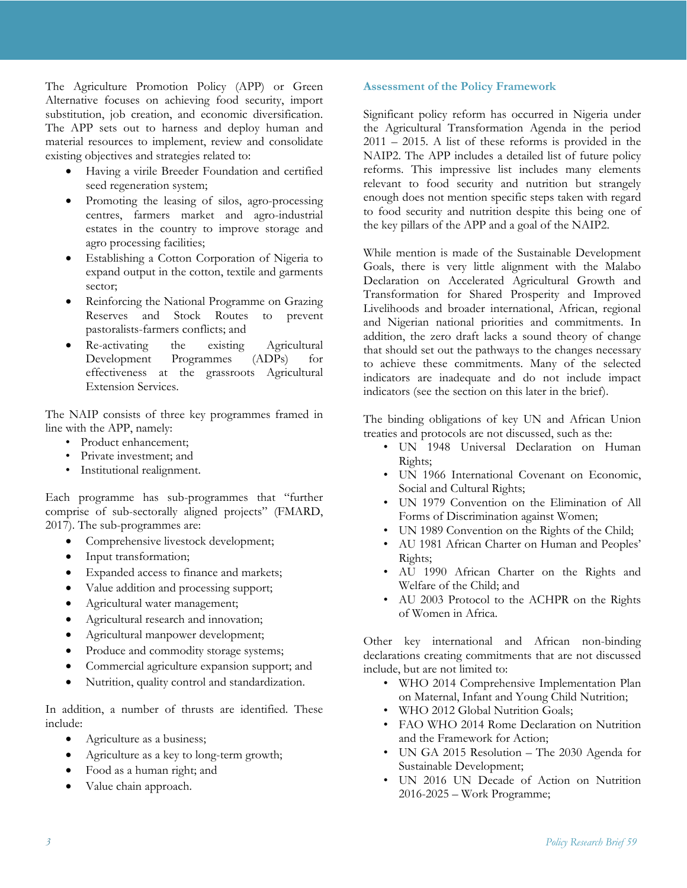The Agriculture Promotion Policy (APP) or Green Alternative focuses on achieving food security, import substitution, job creation, and economic diversification. The APP sets out to harness and deploy human and material resources to implement, review and consolidate existing objectives and strategies related to:

- Having a virile Breeder Foundation and certified seed regeneration system;
- Promoting the leasing of silos, agro-processing centres, farmers market and agro-industrial estates in the country to improve storage and agro processing facilities;
- Establishing a Cotton Corporation of Nigeria to expand output in the cotton, textile and garments sector;
- Reinforcing the National Programme on Grazing Reserves and Stock Routes to prevent pastoralists-farmers conflicts; and
- Re-activating the existing Agricultural Development Programmes (ADPs) for effectiveness at the grassroots Agricultural Extension Services.

The NAIP consists of three key programmes framed in line with the APP, namely:

- Product enhancement;
- Private investment; and
- Institutional realignment.

Each programme has sub-programmes that "further comprise of sub-sectorally aligned projects" (FMARD, 2017). The sub-programmes are:

- Comprehensive livestock development;
- Input transformation;
- Expanded access to finance and markets;
- Value addition and processing support;
- Agricultural water management;
- Agricultural research and innovation;
- Agricultural manpower development;
- Produce and commodity storage systems;
- Commercial agriculture expansion support; and
- Nutrition, quality control and standardization.

In addition, a number of thrusts are identified. These include:

- Agriculture as a business;
- Agriculture as a key to long-term growth;
- Food as a human right; and
- Value chain approach.

### Assessment of the Policy Framework

Significant policy reform has occurred in Nigeria under the Agricultural Transformation Agenda in the period 2011 – 2015. A list of these reforms is provided in the NAIP2. The APP includes a detailed list of future policy reforms. This impressive list includes many elements relevant to food security and nutrition but strangely enough does not mention specific steps taken with regard to food security and nutrition despite this being one of the key pillars of the APP and a goal of the NAIP2.

While mention is made of the Sustainable Development Goals, there is very little alignment with the Malabo Declaration on Accelerated Agricultural Growth and Transformation for Shared Prosperity and Improved Livelihoods and broader international, African, regional and Nigerian national priorities and commitments. In addition, the zero draft lacks a sound theory of change that should set out the pathways to the changes necessary to achieve these commitments. Many of the selected indicators are inadequate and do not include impact indicators (see the section on this later in the brief).

The binding obligations of key UN and African Union treaties and protocols are not discussed, such as the:

- UN 1948 Universal Declaration on Human Rights;
- UN 1966 International Covenant on Economic, Social and Cultural Rights;
- UN 1979 Convention on the Elimination of All Forms of Discrimination against Women;
- UN 1989 Convention on the Rights of the Child;
- AU 1981 African Charter on Human and Peoples' Rights;
- AU 1990 African Charter on the Rights and Welfare of the Child; and
- AU 2003 Protocol to the ACHPR on the Rights of Women in Africa.

Other key international and African non-binding declarations creating commitments that are not discussed include, but are not limited to:

- WHO 2014 Comprehensive Implementation Plan on Maternal, Infant and Young Child Nutrition;
- WHO 2012 Global Nutrition Goals;
- FAO WHO 2014 Rome Declaration on Nutrition and the Framework for Action;
- UN GA 2015 Resolution – The 2030 Agenda for Sustainable Development;
- UN 2016 UN Decade of Action on Nutrition 2016-2025 – Work Programme;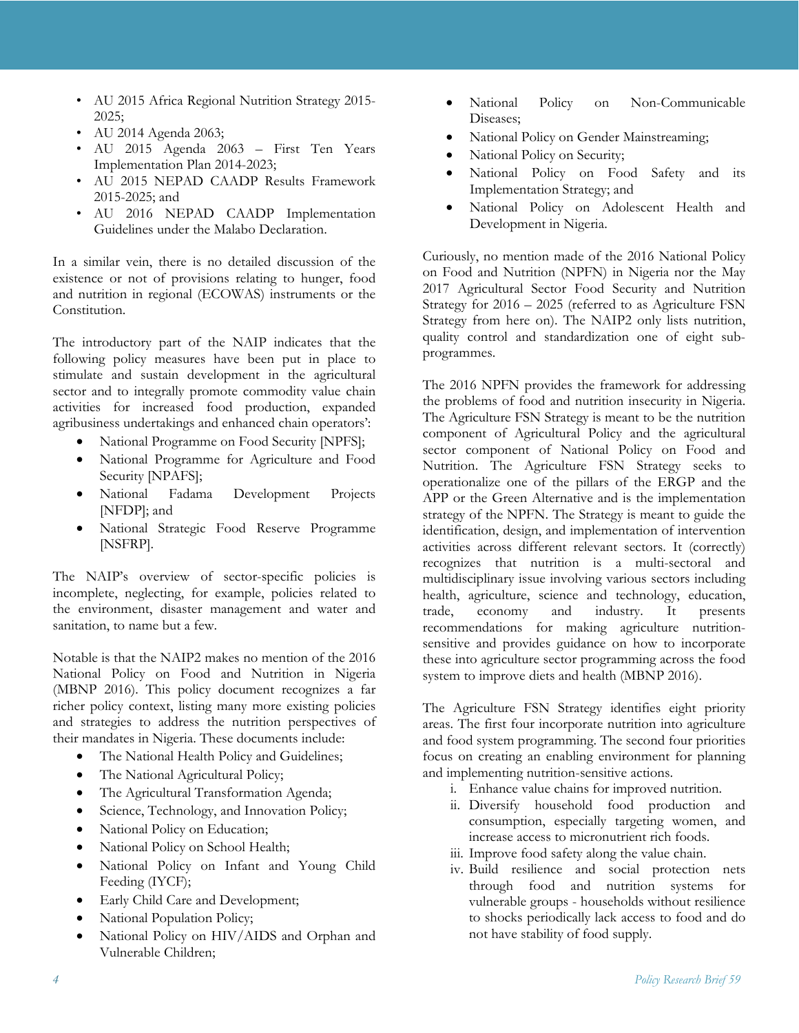- AU 2015 Africa Regional Nutrition Strategy 2015-2025;
- AU 2014 Agenda 2063;
- AU 2015 Agenda 2063 – First Ten Years Implementation Plan 2014-2023;
- AU 2015 NEPAD CAADP Results Framework 2015-2025; and
- AU 2016 NEPAD CAADP Implementation Guidelines under the Malabo Declaration.

In a similar vein, there is no detailed discussion of the existence or not of provisions relating to hunger, food and nutrition in regional (ECOWAS) instruments or the Constitution.

The introductory part of the NAIP indicates that the following policy measures have been put in place to stimulate and sustain development in the agricultural sector and to integrally promote commodity value chain activities for increased food production, expanded agribusiness undertakings and enhanced chain operators':

- National Programme on Food Security [NPFS];
- National Programme for Agriculture and Food Security [NPAFS];
- National Fadama Development Projects [NFDP]; and
- National Strategic Food Reserve Programme [NSFRP].

The NAIP's overview of sector-specific policies is incomplete, neglecting, for example, policies related to the environment, disaster management and water and sanitation, to name but a few.

Notable is that the NAIP2 makes no mention of the 2016 National Policy on Food and Nutrition in Nigeria (MBNP 2016). This policy document recognizes a far richer policy context, listing many more existing policies and strategies to address the nutrition perspectives of their mandates in Nigeria. These documents include:

- The National Health Policy and Guidelines;
- The National Agricultural Policy;
- The Agricultural Transformation Agenda;
- Science, Technology, and Innovation Policy;
- National Policy on Education;
- National Policy on School Health;
- National Policy on Infant and Young Child Feeding (IYCF);
- Early Child Care and Development;
- National Population Policy;
- National Policy on HIV/AIDS and Orphan and Vulnerable Children;
- National Policy on Non-Communicable Diseases;
- National Policy on Gender Mainstreaming;
- National Policy on Security;
- National Policy on Food Safety and its Implementation Strategy; and
- National Policy on Adolescent Health and Development in Nigeria.

Curiously, no mention made of the 2016 National Policy on Food and Nutrition (NPFN) in Nigeria nor the May 2017 Agricultural Sector Food Security and Nutrition Strategy for 2016 – 2025 (referred to as Agriculture FSN Strategy from here on). The NAIP2 only lists nutrition, quality control and standardization one of eight sub-programmes.

The 2016 NPFN provides the framework for addressing the problems of food and nutrition insecurity in Nigeria. The Agriculture FSN Strategy is meant to be the nutrition component of Agricultural Policy and the agricultural sector component of National Policy on Food and Nutrition. The Agriculture FSN Strategy seeks to operationalize one of the pillars of the ERGP and the APP or the Green Alternative and is the implementation strategy of the NPFN. The Strategy is meant to guide the identification, design, and implementation of intervention activities across different relevant sectors. It (correctly) recognizes that nutrition is a multi-sectoral and multidisciplinary issue involving various sectors including health, agriculture, science and technology, education, trade, economy and industry. It presents recommendations for making agriculture nutrition-sensitive and provides guidance on how to incorporate these into agriculture sector programming across the food system to improve diets and health (MBNP 2016).

The Agriculture FSN Strategy identifies eight priority areas. The first four incorporate nutrition into agriculture and food system programming. The second four priorities focus on creating an enabling environment for planning and implementing nutrition-sensitive actions.

i. Enhance value chains for improved nutrition.
ii. Diversify household food production and consumption, especially targeting women, and increase access to micronutrient rich foods.
iii. Improve food safety along the value chain.
iv. Build resilience and social protection nets through food and nutrition systems for vulnerable groups - households without resilience to shocks periodically lack access to food and do not have stability of food supply.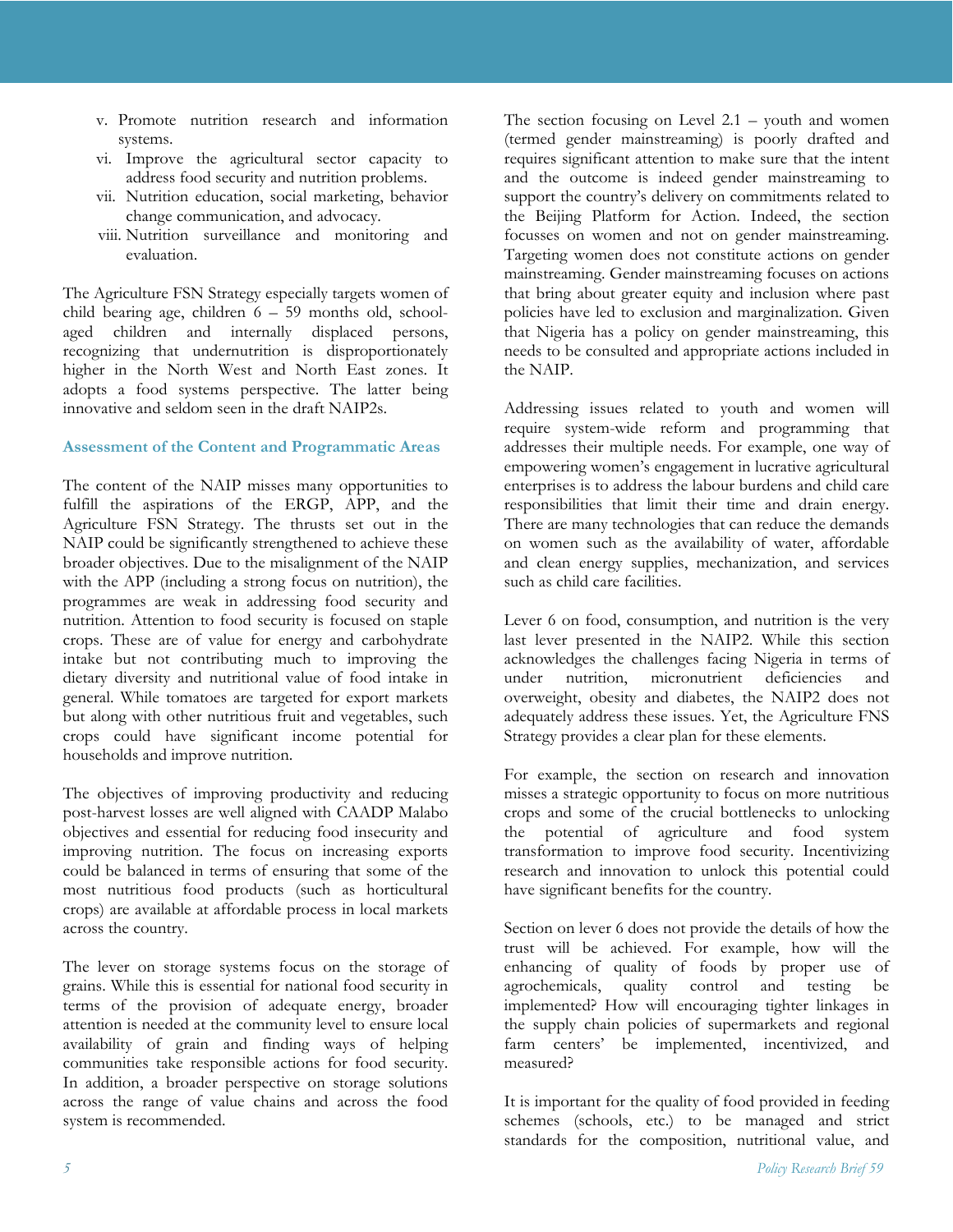v. Promote nutrition research and information systems.
vi. Improve the agricultural sector capacity to address food security and nutrition problems.
vii. Nutrition education, social marketing, behavior change communication, and advocacy.
viii. Nutrition surveillance and monitoring and evaluation.

The Agriculture FSN Strategy especially targets women of child bearing age, children 6 – 59 months old, school-aged children and internally displaced persons, recognizing that undernutrition is disproportionately higher in the North West and North East zones. It adopts a food systems perspective. The latter being innovative and seldom seen in the draft NAIP2s.

### Assessment of the Content and Programmatic Areas

The content of the NAIP misses many opportunities to fulfill the aspirations of the ERGP, APP, and the Agriculture FSN Strategy. The thrusts set out in the NAIP could be significantly strengthened to achieve these broader objectives. Due to the misalignment of the NAIP with the APP (including a strong focus on nutrition), the programmes are weak in addressing food security and nutrition. Attention to food security is focused on staple crops. These are of value for energy and carbohydrate intake but not contributing much to improving the dietary diversity and nutritional value of food intake in general. While tomatoes are targeted for export markets but along with other nutritious fruit and vegetables, such crops could have significant income potential for households and improve nutrition.

The objectives of improving productivity and reducing post-harvest losses are well aligned with CAADP Malabo objectives and essential for reducing food insecurity and improving nutrition. The focus on increasing exports could be balanced in terms of ensuring that some of the most nutritious food products (such as horticultural crops) are available at affordable process in local markets across the country.

The lever on storage systems focus on the storage of grains. While this is essential for national food security in terms of the provision of adequate energy, broader attention is needed at the community level to ensure local availability of grain and finding ways of helping communities take responsible actions for food security. In addition, a broader perspective on storage solutions across the range of value chains and across the food system is recommended.

The section focusing on Level 2.1 – youth and women (termed gender mainstreaming) is poorly drafted and requires significant attention to make sure that the intent and the outcome is indeed gender mainstreaming to support the country's delivery on commitments related to the Beijing Platform for Action. Indeed, the section focusses on women and not on gender mainstreaming. Targeting women does not constitute actions on gender mainstreaming. Gender mainstreaming focuses on actions that bring about greater equity and inclusion where past policies have led to exclusion and marginalization. Given that Nigeria has a policy on gender mainstreaming, this needs to be consulted and appropriate actions included in the NAIP.

Addressing issues related to youth and women will require system-wide reform and programming that addresses their multiple needs. For example, one way of empowering women's engagement in lucrative agricultural enterprises is to address the labour burdens and child care responsibilities that limit their time and drain energy. There are many technologies that can reduce the demands on women such as the availability of water, affordable and clean energy supplies, mechanization, and services such as child care facilities.

Lever 6 on food, consumption, and nutrition is the very last lever presented in the NAIP2. While this section acknowledges the challenges facing Nigeria in terms of under nutrition, micronutrient deficiencies and overweight, obesity and diabetes, the NAIP2 does not adequately address these issues. Yet, the Agriculture FNS Strategy provides a clear plan for these elements.

For example, the section on research and innovation misses a strategic opportunity to focus on more nutritious crops and some of the crucial bottlenecks to unlocking the potential of agriculture and food system transformation to improve food security. Incentivizing research and innovation to unlock this potential could have significant benefits for the country.

Section on lever 6 does not provide the details of how the trust will be achieved. For example, how will the enhancing of quality of foods by proper use of agrochemicals, quality control and testing be implemented? How will encouraging tighter linkages in the supply chain policies of supermarkets and regional farm centers' be implemented, incentivized, and measured?

It is important for the quality of food provided in feeding schemes (schools, etc.) to be managed and strict standards for the composition, nutritional value, and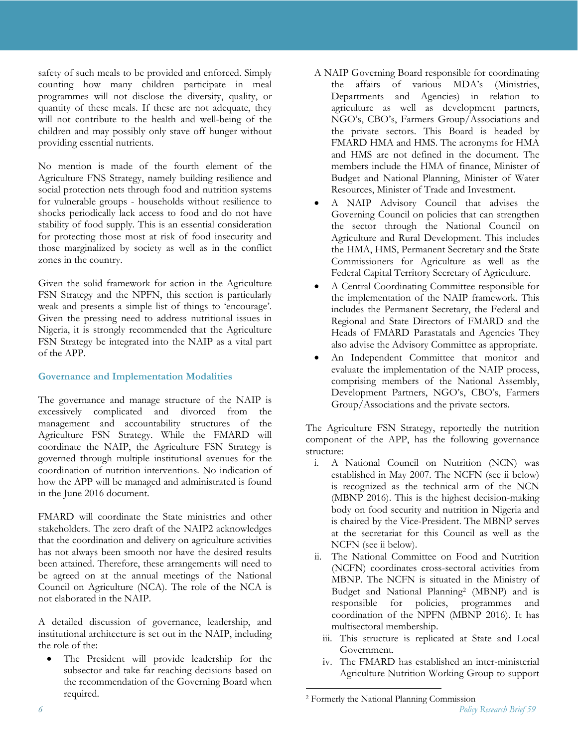safety of such meals to be provided and enforced. Simply counting how many children participate in meal programmes will not disclose the diversity, quality, or quantity of these meals. If these are not adequate, they will not contribute to the health and well-being of the children and may possibly only stave off hunger without providing essential nutrients.

No mention is made of the fourth element of the Agriculture FNS Strategy, namely building resilience and social protection nets through food and nutrition systems for vulnerable groups - households without resilience to shocks periodically lack access to food and do not have stability of food supply. This is an essential consideration for protecting those most at risk of food insecurity and those marginalized by society as well as in the conflict zones in the country.

Given the solid framework for action in the Agriculture FSN Strategy and the NPFN, this section is particularly weak and presents a simple list of things to 'encourage'. Given the pressing need to address nutritional issues in Nigeria, it is strongly recommended that the Agriculture FSN Strategy be integrated into the NAIP as a vital part of the APP.

## Governance and Implementation Modalities

The governance and manage structure of the NAIP is excessively complicated and divorced from the management and accountability structures of the Agriculture FSN Strategy. While the FMARD will coordinate the NAIP, the Agriculture FSN Strategy is governed through multiple institutional avenues for the coordination of nutrition interventions. No indication of how the APP will be managed and administrated is found in the June 2016 document.

FMARD will coordinate the State ministries and other stakeholders. The zero draft of the NAIP2 acknowledges that the coordination and delivery on agriculture activities has not always been smooth nor have the desired results been attained. Therefore, these arrangements will need to be agreed on at the annual meetings of the National Council on Agriculture (NCA). The role of the NCA is not elaborated in the NAIP.

A detailed discussion of governance, leadership, and institutional architecture is set out in the NAIP, including the role of the:

- The President will provide leadership for the subsector and take far reaching decisions based on the recommendation of the Governing Board when required.
- A NAIP Governing Board responsible for coordinating the affairs of various MDA's (Ministries, Departments and Agencies) in relation to agriculture as well as development partners, NGO's, CBO's, Farmers Group/Associations and the private sectors. This Board is headed by FMARD HMA and HMS. The acronyms for HMA and HMS are not defined in the document. The members include the HMA of finance, Minister of Budget and National Planning, Minister of Water Resources, Minister of Trade and Investment.
- A NAIP Advisory Council that advises the Governing Council on policies that can strengthen the sector through the National Council on Agriculture and Rural Development. This includes the HMA, HMS, Permanent Secretary and the State Commissioners for Agriculture as well as the Federal Capital Territory Secretary of Agriculture.
- A Central Coordinating Committee responsible for the implementation of the NAIP framework. This includes the Permanent Secretary, the Federal and Regional and State Directors of FMARD and the Heads of FMARD Parastatals and Agencies They also advise the Advisory Committee as appropriate.
- An Independent Committee that monitor and evaluate the implementation of the NAIP process, comprising members of the National Assembly, Development Partners, NGO's, CBO's, Farmers Group/Associations and the private sectors.

The Agriculture FSN Strategy, reportedly the nutrition component of the APP, has the following governance structure:

i. A National Council on Nutrition (NCN) was established in May 2007. The NCFN (see ii below) is recognized as the technical arm of the NCN (MBNP 2016). This is the highest decision-making body on food security and nutrition in Nigeria and is chaired by the Vice-President. The MBNP serves at the secretariat for this Council as well as the NCFN (see ii below).
ii. The National Committee on Food and Nutrition (NCFN) coordinates cross-sectoral activities from MBNP. The NCFN is situated in the Ministry of Budget and National Planning[2] (MBNP) and is responsible for policies, programmes and coordination of the NPFN (MBNP 2016). It has multisectoral membership.
iii. This structure is replicated at State and Local Government.
iv. The FMARD has established an inter-ministerial Agriculture Nutrition Working Group to support

[2] Formerly the National Planning Commission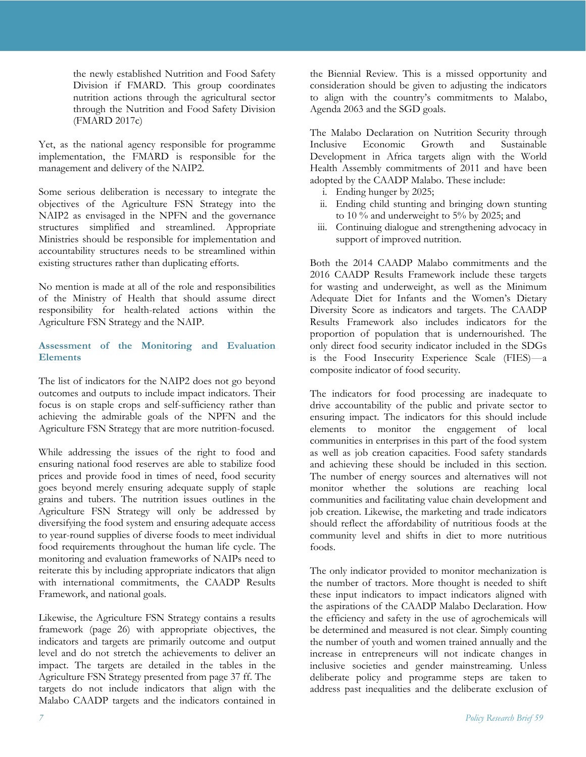the newly established Nutrition and Food Safety Division if FMARD. This group coordinates nutrition actions through the agricultural sector through the Nutrition and Food Safety Division (FMARD 2017c)

Yet, as the national agency responsible for programme implementation, the FMARD is responsible for the management and delivery of the NAIP2.

Some serious deliberation is necessary to integrate the objectives of the Agriculture FSN Strategy into the NAIP2 as envisaged in the NPFN and the governance structures simplified and streamlined. Appropriate Ministries should be responsible for implementation and accountability structures needs to be streamlined within existing structures rather than duplicating efforts.

No mention is made at all of the role and responsibilities of the Ministry of Health that should assume direct responsibility for health-related actions within the Agriculture FSN Strategy and the NAIP.

### Assessment of the Monitoring and Evaluation Elements

The list of indicators for the NAIP2 does not go beyond outcomes and outputs to include impact indicators. Their focus is on staple crops and self-sufficiency rather than achieving the admirable goals of the NPFN and the Agriculture FSN Strategy that are more nutrition-focused.

While addressing the issues of the right to food and ensuring national food reserves are able to stabilize food prices and provide food in times of need, food security goes beyond merely ensuring adequate supply of staple grains and tubers. The nutrition issues outlines in the Agriculture FSN Strategy will only be addressed by diversifying the food system and ensuring adequate access to year-round supplies of diverse foods to meet individual food requirements throughout the human life cycle. The monitoring and evaluation frameworks of NAIPs need to reiterate this by including appropriate indicators that align with international commitments, the CAADP Results Framework, and national goals.

Likewise, the Agriculture FSN Strategy contains a results framework (page 26) with appropriate objectives, the indicators and targets are primarily outcome and output level and do not stretch the achievements to deliver an impact. The targets are detailed in the tables in the Agriculture FSN Strategy presented from page 37 ff. The targets do not include indicators that align with the Malabo CAADP targets and the indicators contained in the Biennial Review. This is a missed opportunity and consideration should be given to adjusting the indicators to align with the country's commitments to Malabo, Agenda 2063 and the SGD goals.

The Malabo Declaration on Nutrition Security through Inclusive Economic Growth and Sustainable Development in Africa targets align with the World Health Assembly commitments of 2011 and have been adopted by the CAADP Malabo. These include:

i. Ending hunger by 2025;
ii. Ending child stunting and bringing down stunting to 10 % and underweight to 5% by 2025; and
iii. Continuing dialogue and strengthening advocacy in support of improved nutrition.

Both the 2014 CAADP Malabo commitments and the 2016 CAADP Results Framework include these targets for wasting and underweight, as well as the Minimum Adequate Diet for Infants and the Women's Dietary Diversity Score as indicators and targets. The CAADP Results Framework also includes indicators for the proportion of population that is undernourished. The only direct food security indicator included in the SDGs is the Food Insecurity Experience Scale (FIES)—a composite indicator of food security.

The indicators for food processing are inadequate to drive accountability of the public and private sector to ensuring impact. The indicators for this should include elements to monitor the engagement of local communities in enterprises in this part of the food system as well as job creation capacities. Food safety standards and achieving these should be included in this section. The number of energy sources and alternatives will not monitor whether the solutions are reaching local communities and facilitating value chain development and job creation. Likewise, the marketing and trade indicators should reflect the affordability of nutritious foods at the community level and shifts in diet to more nutritious foods.

The only indicator provided to monitor mechanization is the number of tractors. More thought is needed to shift these input indicators to impact indicators aligned with the aspirations of the CAADP Malabo Declaration. How the efficiency and safety in the use of agrochemicals will be determined and measured is not clear. Simply counting the number of youth and women trained annually and the increase in entrepreneurs will not indicate changes in inclusive societies and gender mainstreaming. Unless deliberate policy and programme steps are taken to address past inequalities and the deliberate exclusion of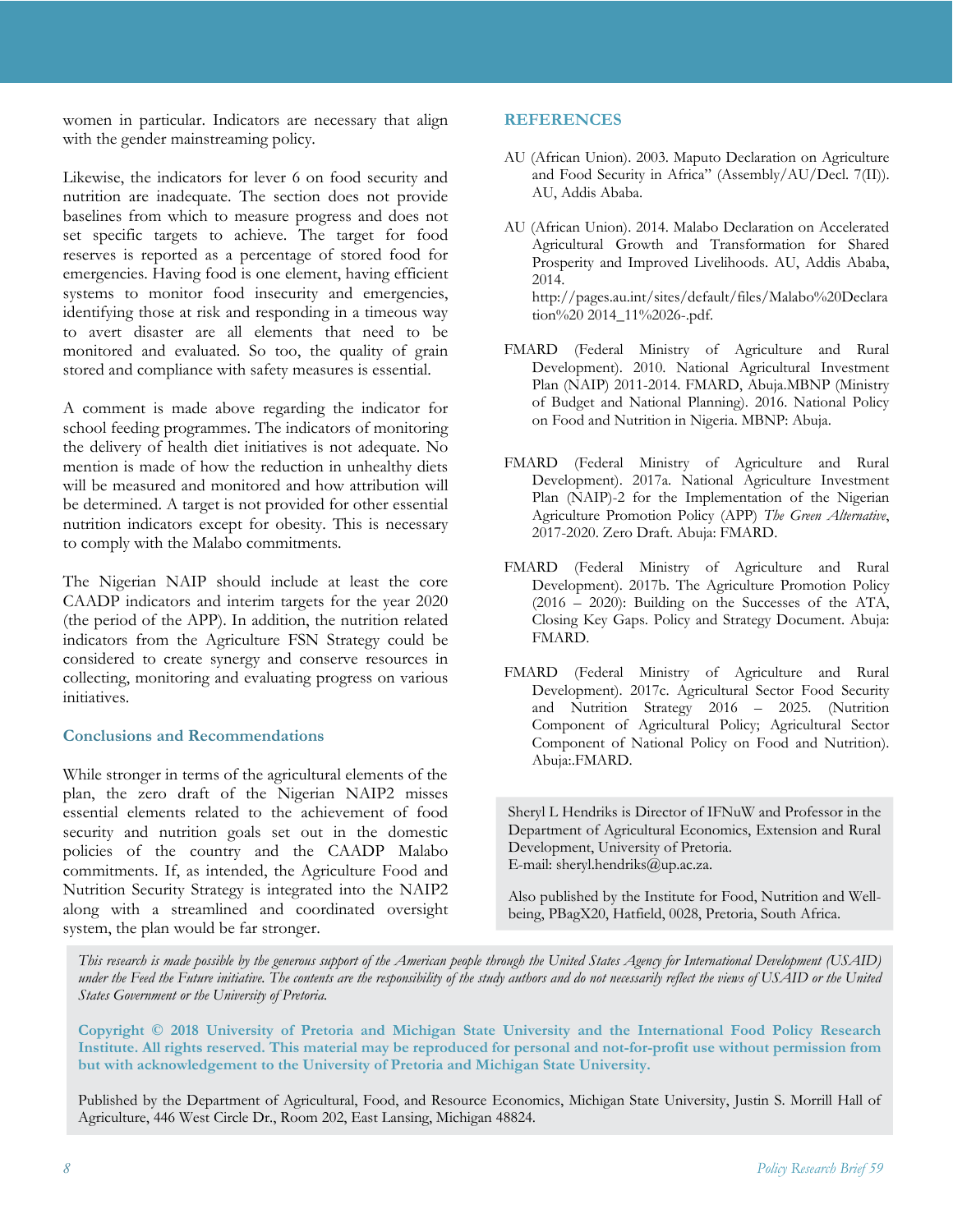women in particular. Indicators are necessary that align with the gender mainstreaming policy.

Likewise, the indicators for lever 6 on food security and nutrition are inadequate. The section does not provide baselines from which to measure progress and does not set specific targets to achieve. The target for food reserves is reported as a percentage of stored food for emergencies. Having food is one element, having efficient systems to monitor food insecurity and emergencies, identifying those at risk and responding in a timeous way to avert disaster are all elements that need to be monitored and evaluated. So too, the quality of grain stored and compliance with safety measures is essential.

A comment is made above regarding the indicator for school feeding programmes. The indicators of monitoring the delivery of health diet initiatives is not adequate. No mention is made of how the reduction in unhealthy diets will be measured and monitored and how attribution will be determined. A target is not provided for other essential nutrition indicators except for obesity. This is necessary to comply with the Malabo commitments.

The Nigerian NAIP should include at least the core CAADP indicators and interim targets for the year 2020 (the period of the APP). In addition, the nutrition related indicators from the Agriculture FSN Strategy could be considered to create synergy and conserve resources in collecting, monitoring and evaluating progress on various initiatives.

### Conclusions and Recommendations

While stronger in terms of the agricultural elements of the plan, the zero draft of the Nigerian NAIP2 misses essential elements related to the achievement of food security and nutrition goals set out in the domestic policies of the country and the CAADP Malabo commitments. If, as intended, the Agriculture Food and Nutrition Security Strategy is integrated into the NAIP2 along with a streamlined and coordinated oversight system, the plan would be far stronger.

## REFERENCES

AU (African Union). 2003. Maputo Declaration on Agriculture and Food Security in Africa" (Assembly/AU/Decl. 7(II)). AU, Addis Ababa.

AU (African Union). 2014. Malabo Declaration on Accelerated Agricultural Growth and Transformation for Shared Prosperity and Improved Livelihoods. AU, Addis Ababa, 2014. http://pages.au.int/sites/default/files/Malabo%20Declaration%20 2014_11%2026-.pdf.

FMARD (Federal Ministry of Agriculture and Rural Development). 2010. National Agricultural Investment Plan (NAIP) 2011-2014. FMARD, Abuja.MBNP (Ministry of Budget and National Planning). 2016. National Policy on Food and Nutrition in Nigeria. MBNP: Abuja.

FMARD (Federal Ministry of Agriculture and Rural Development). 2017a. National Agriculture Investment Plan (NAIP)-2 for the Implementation of the Nigerian Agriculture Promotion Policy (APP) *The Green Alternative*, 2017-2020. Zero Draft. Abuja: FMARD.

FMARD (Federal Ministry of Agriculture and Rural Development). 2017b. The Agriculture Promotion Policy (2016 – 2020): Building on the Successes of the ATA, Closing Key Gaps. Policy and Strategy Document. Abuja: FMARD.

FMARD (Federal Ministry of Agriculture and Rural Development). 2017c. Agricultural Sector Food Security and Nutrition Strategy 2016 – 2025. (Nutrition Component of Agricultural Policy; Agricultural Sector Component of National Policy on Food and Nutrition). Abuja:.FMARD.

Sheryl L Hendriks is Director of IFNuW and Professor in the Department of Agricultural Economics, Extension and Rural Development, University of Pretoria.
E-mail: sheryl.hendriks@up.ac.za.

Also published by the Institute for Food, Nutrition and Well-being, PBagX20, Hatfield, 0028, Pretoria, South Africa.

*This research is made possible by the generous support of the American people through the United States Agency for International Development (USAID) under the Feed the Future initiative. The contents are the responsibility of the study authors and do not necessarily reflect the views of USAID or the United States Government or the University of Pretoria.*

**Copyright © 2018 University of Pretoria and Michigan State University and the International Food Policy Research Institute. All rights reserved. This material may be reproduced for personal and not-for-profit use without permission from but with acknowledgement to the University of Pretoria and Michigan State University.**

Published by the Department of Agricultural, Food, and Resource Economics, Michigan State University, Justin S. Morrill Hall of Agriculture, 446 West Circle Dr., Room 202, East Lansing, Michigan 48824.